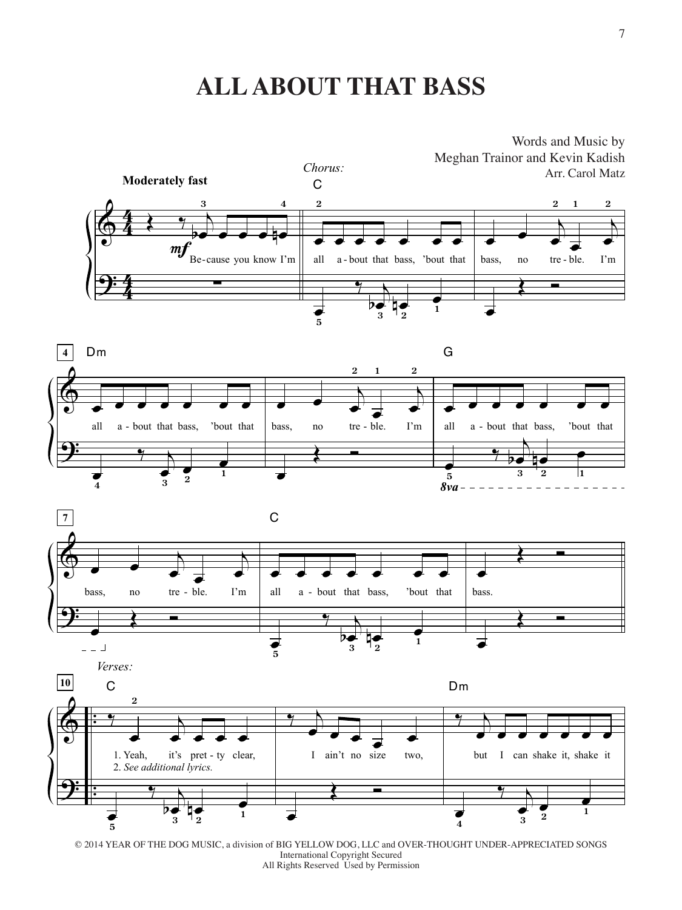# ALL ABOUT THAT BASS

Words and Music by
Meghan Trainor and Kevin Kadish
Arr. Carol Matz

**Moderately fast**

*Chorus:*

C

Be-cause you know I'm all a-bout that bass, 'bout that bass, no tre-ble. I'm

Dm

all a-bout that bass, 'bout that bass, no tre-ble. I'm

G

all a-bout that bass, 'bout that bass, no tre-ble. I'm

C

all a-bout that bass, 'bout that bass.

*Verses:*

C

1. Yeah, it's pret-ty clear, I ain't no size two,

2. *See additional lyrics.*

Dm

but I can shake it, shake it

© 2014 YEAR OF THE DOG MUSIC, a division of BIG YELLOW DOG, LLC and OVER-THOUGHT UNDER-APPRECIATED SONGS
International Copyright Secured
All Rights Reserved Used by Permission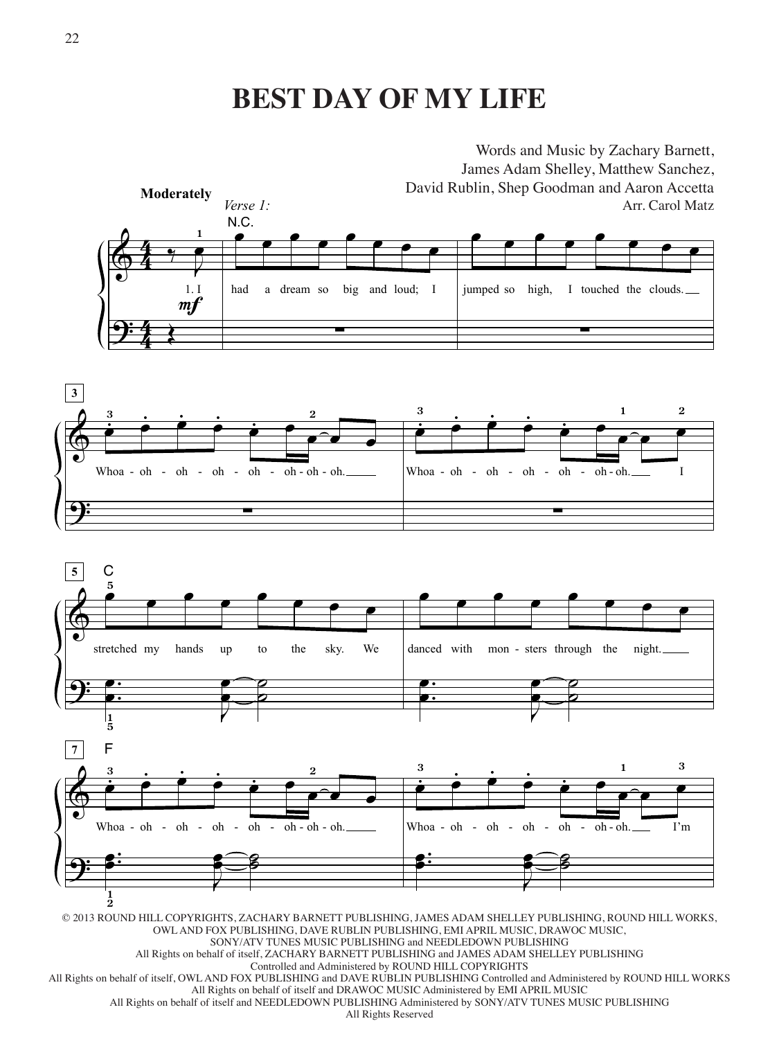# BEST DAY OF MY LIFE

Words and Music by Zachary Barnett, James Adam Shelley, Matthew Sanchez, David Rublin, Shep Goodman and Aaron Accetta

Arr. Carol Matz

**Moderately**

© 2013 ROUND HILL COPYRIGHTS, ZACHARY BARNETT PUBLISHING, JAMES ADAM SHELLEY PUBLISHING, ROUND HILL WORKS, OWL AND FOX PUBLISHING, DAVE RUBLIN PUBLISHING, EMI APRIL MUSIC, DRAWOC MUSIC, SONY/ATV TUNES MUSIC PUBLISHING and NEEDLEDOWN PUBLISHING
All Rights on behalf of itself, ZACHARY BARNETT PUBLISHING and JAMES ADAM SHELLEY PUBLISHING Controlled and Administered by ROUND HILL COPYRIGHTS
All Rights on behalf of itself, OWL AND FOX PUBLISHING and DAVE RUBLIN PUBLISHING Controlled and Administered by ROUND HILL WORKS
All Rights on behalf of itself and DRAWOC MUSIC Administered by EMI APRIL MUSIC
All Rights on behalf of itself and NEEDLEDOWN PUBLISHING Administered by SONY/ATV TUNES MUSIC PUBLISHING
All Rights Reserved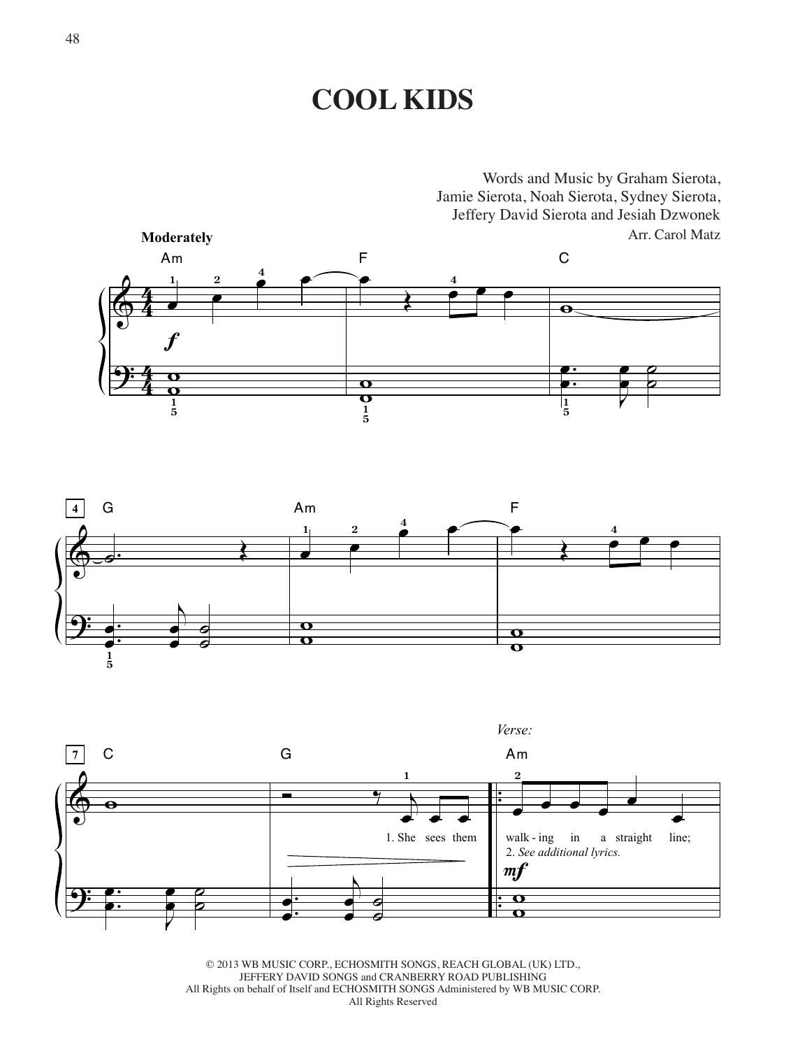# COOL KIDS

Words and Music by Graham Sierota, Jamie Sierota, Noah Sierota, Sydney Sierota, Jeffery David Sierota and Jesiah Dzwonek

Arr. Carol Matz

**Moderately**

Am F C

G Am F

C G *Verse:* Am

1. She sees them walk - ing in a straight line;
2. *See additional lyrics.*

© 2013 WB MUSIC CORP., ECHOSMITH SONGS, REACH GLOBAL (UK) LTD., JEFFERY DAVID SONGS and CRANBERRY ROAD PUBLISHING
All Rights on behalf of Itself and ECHOSMITH SONGS Administered by WB MUSIC CORP.
All Rights Reserved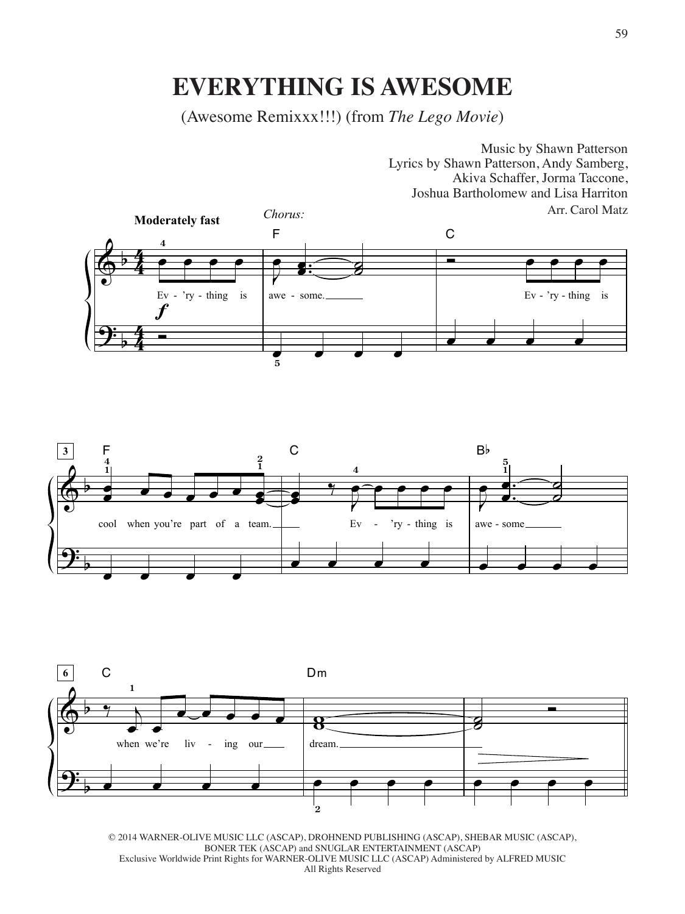# EVERYTHING IS AWESOME

(Awesome Remixxx!!!) (from *The Lego Movie*)

Music by Shawn Patterson
Lyrics by Shawn Patterson, Andy Samberg,
Akiva Schaffer, Jorma Taccone,
Joshua Bartholomew and Lisa Harriton
Arr. Carol Matz

**Moderately fast**

*Chorus:*

Ev - 'ry - thing is awe - some. Ev - 'ry - thing is cool when you're part of a team. Ev - 'ry - thing is awe - some when we're liv - ing our dream.

© 2014 WARNER-OLIVE MUSIC LLC (ASCAP), DROHNEND PUBLISHING (ASCAP), SHEBAR MUSIC (ASCAP), BONER TEK (ASCAP) and SNUGLAR ENTERTAINMENT (ASCAP)
Exclusive Worldwide Print Rights for WARNER-OLIVE MUSIC LLC (ASCAP) Administered by ALFRED MUSIC
All Rights Reserved